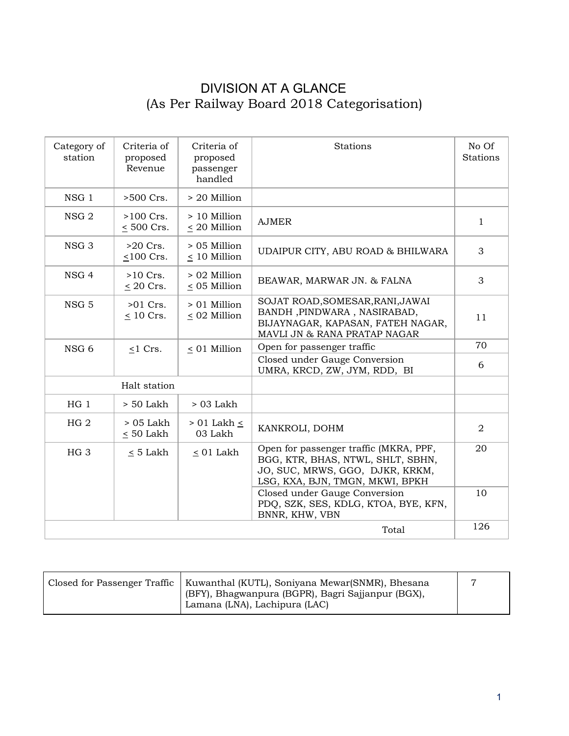# DIVISION AT A GLANCE

## (As Per Railway Board 2018 Categorisation)

| Category of station | Criteria of proposed Revenue | Criteria of proposed passenger handled | Stations | No Of Stations |
|---|---|---|---|---|
| NSG 1 | >500 Crs. | > 20 Million | | |
| NSG 2 | >100 Crs. ≤ 500 Crs. | > 10 Million ≤ 20 Million | AJMER | 1 |
| NSG 3 | >20 Crs. ≤100 Crs. | > 05 Million ≤ 10 Million | UDAIPUR CITY, ABU ROAD & BHILWARA | 3 |
| NSG 4 | >10 Crs. ≤ 20 Crs. | > 02 Million ≤ 05 Million | BEAWAR, MARWAR JN. & FALNA | 3 |
| NSG 5 | >01 Crs. ≤ 10 Crs. | > 01 Million ≤ 02 Million | SOJAT ROAD,SOMESAR,RANI,JAWAI BANDH ,PINDWARA , NASIRABAD, BIJAYNAGAR, KAPASAN, FATEH NAGAR, MAVLI JN & RANA PRATAP NAGAR | 11 |
| NSG 6 | ≤1 Crs. | ≤ 01 Million | Open for passenger traffic | 70 |
| | | | Closed under Gauge Conversion UMRA, KRCD, ZW, JYM, RDD, BI | 6 |
| | Halt station | | | |
| HG 1 | > 50 Lakh | > 03 Lakh | | |
| HG 2 | > 05 Lakh ≤ 50 Lakh | > 01 Lakh ≤ 03 Lakh | KANKROLI, DOHM | 2 |
| HG 3 | ≤ 5 Lakh | ≤ 01 Lakh | Open for passenger traffic (MKRA, PPF, BGG, KTR, BHAS, NTWL, SHLT, SBHN, JO, SUC, MRWS, GGO, DJKR, KRKM, LSG, KXA, BJN, TMGN, MKWI, BPKH | 20 |
| | | | Closed under Gauge Conversion PDQ, SZK, SES, KDLG, KTOA, BYE, KFN, BNNR, KHW, VBN | 10 |
| | | | Total | 126 |

| Closed for Passenger Traffic | Kuwanthal (KUTL), Soniyana Mewar(SNMR), Bhesana (BFY), Bhagwanpura (BGPR), Bagri Sajjanpur (BGX), Lamana (LNA), Lachipura (LAC) | 7 |
|---|---|---|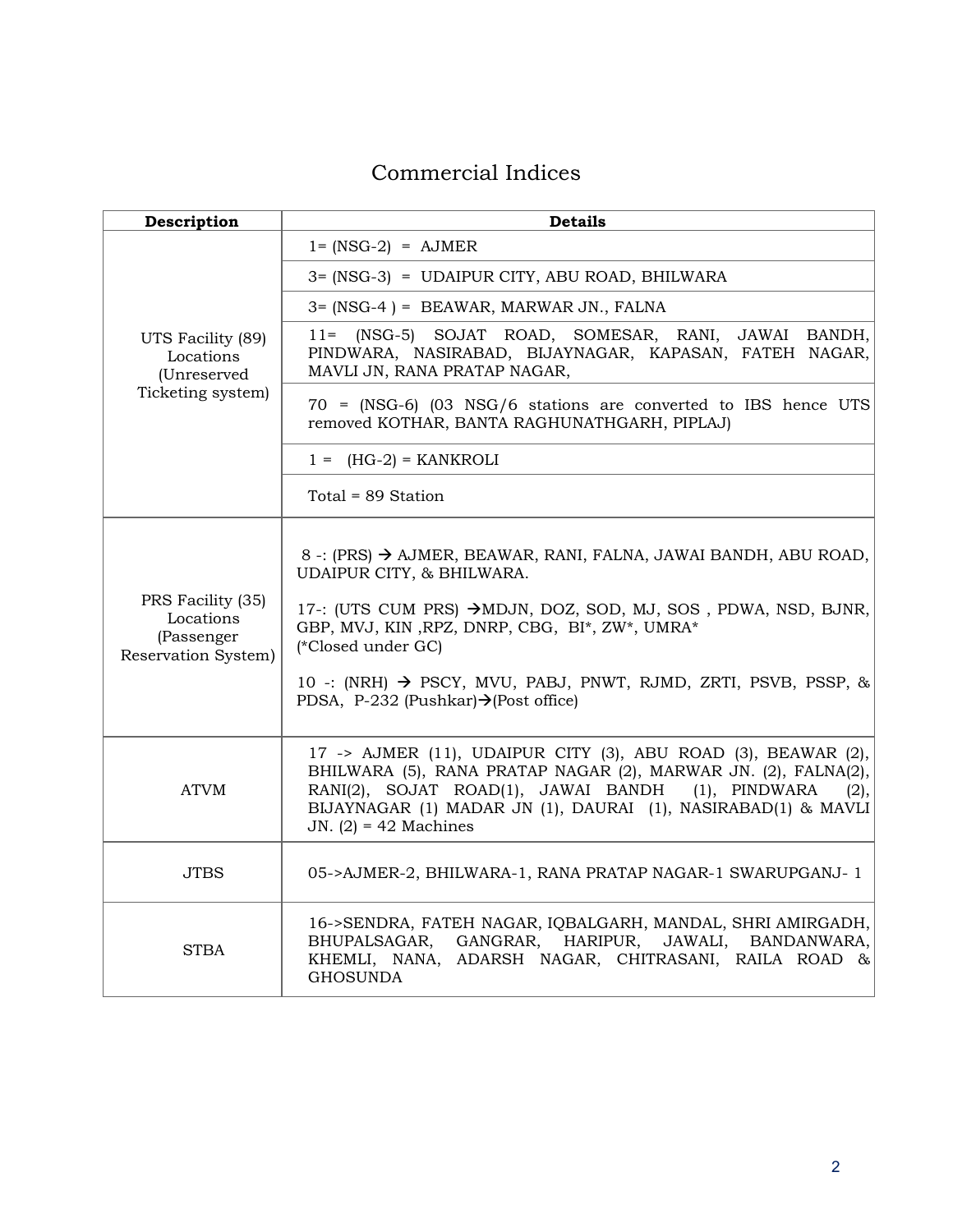# Commercial Indices

| Description | Details |
|---|---|
| UTS Facility (89) Locations (Unreserved Ticketing system) | 1= (NSG-2) = AJMER |
| | 3= (NSG-3) = UDAIPUR CITY, ABU ROAD, BHILWARA |
| | 3= (NSG-4 ) = BEAWAR, MARWAR JN., FALNA |
| | 11= (NSG-5) SOJAT ROAD, SOMESAR, RANI, JAWAI BANDH, PINDWARA, NASIRABAD, BIJAYNAGAR, KAPASAN, FATEH NAGAR, MAVLI JN, RANA PRATAP NAGAR, |
| | 70 = (NSG-6) (03 NSG/6 stations are converted to IBS hence UTS removed KOTHAR, BANTA RAGHUNATHGARH, PIPLAJ) |
| | 1 = (HG-2) = KANKROLI |
| | Total = 89 Station |
| PRS Facility (35) Locations (Passenger Reservation System) | 8 -: (PRS) → AJMER, BEAWAR, RANI, FALNA, JAWAI BANDH, ABU ROAD, UDAIPUR CITY, & BHILWARA.<br><br>17-: (UTS CUM PRS) →MDJN, DOZ, SOD, MJ, SOS , PDWA, NSD, BJNR, GBP, MVJ, KIN ,RPZ, DNRP, CBG, BI*, ZW*, UMRA*<br>(*Closed under GC)<br><br>10 -: (NRH) → PSCY, MVU, PABJ, PNWT, RJMD, ZRTI, PSVB, PSSP, & PDSA, P-232 (Pushkar)→(Post office) |
| ATVM | 17 -> AJMER (11), UDAIPUR CITY (3), ABU ROAD (3), BEAWAR (2), BHILWARA (5), RANA PRATAP NAGAR (2), MARWAR JN. (2), FALNA(2), RANI(2), SOJAT ROAD(1), JAWAI BANDH (1), PINDWARA (2), BIJAYNAGAR (1) MADAR JN (1), DAURAI (1), NASIRABAD(1) & MAVLI JN. (2) = 42 Machines |
| JTBS | 05->AJMER-2, BHILWARA-1, RANA PRATAP NAGAR-1 SWARUPGANJ- 1 |
| STBA | 16->SENDRA, FATEH NAGAR, IQBALGARH, MANDAL, SHRI AMIRGADH, BHUPALSAGAR, GANGRAR, HARIPUR, JAWALI, BANDANWARA, KHEMLI, NANA, ADARSH NAGAR, CHITRASANI, RAILA ROAD & GHOSUNDA |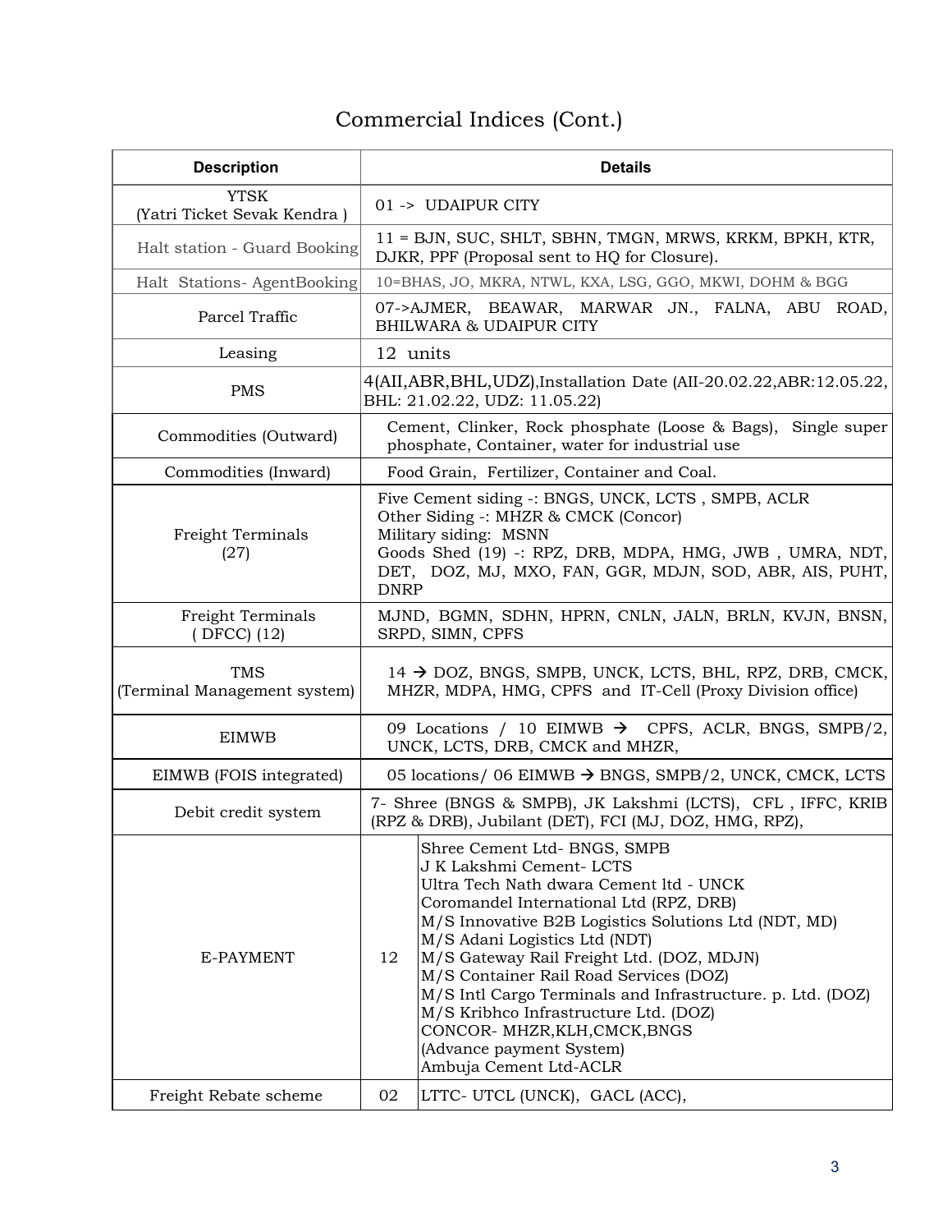# Commercial Indices (Cont.)

| Description | Details | |
|---|---|---|
| YTSK (Yatri Ticket Sevak Kendra ) | 01 -> UDAIPUR CITY | |
| Halt station - Guard Booking | 11 = BJN, SUC, SHLT, SBHN, TMGN, MRWS, KRKM, BPKH, KTR, DJKR, PPF (Proposal sent to HQ for Closure). | |
| Halt Stations- AgentBooking | 10=BHAS, JO, MKRA, NTWL, KXA, LSG, GGO, MKWI, DOHM & BGG | |
| Parcel Traffic | 07->AJMER, BEAWAR, MARWAR JN., FALNA, ABU ROAD, BHILWARA & UDAIPUR CITY | |
| Leasing | 12 units | |
| PMS | 4(AII,ABR,BHL,UDZ),Installation Date (AII-20.02.22,ABR:12.05.22, BHL: 21.02.22, UDZ: 11.05.22) | |
| Commodities (Outward) | Cement, Clinker, Rock phosphate (Loose & Bags), Single super phosphate, Container, water for industrial use | |
| Commodities (Inward) | Food Grain, Fertilizer, Container and Coal. | |
| Freight Terminals (27) | Five Cement siding -: BNGS, UNCK, LCTS , SMPB, ACLR<br>Other Siding -: MHZR & CMCK (Concor)<br>Military siding: MSNN<br>Goods Shed (19) -: RPZ, DRB, MDPA, HMG, JWB , UMRA, NDT, DET, DOZ, MJ, MXO, FAN, GGR, MDJN, SOD, ABR, AIS, PUHT, DNRP | |
| Freight Terminals ( DFCC) (12) | MJND, BGMN, SDHN, HPRN, CNLN, JALN, BRLN, KVJN, BNSN, SRPD, SIMN, CPFS | |
| TMS (Terminal Management system) | 14 → DOZ, BNGS, SMPB, UNCK, LCTS, BHL, RPZ, DRB, CMCK, MHZR, MDPA, HMG, CPFS and IT-Cell (Proxy Division office) | |
| EIMWB | 09 Locations / 10 EIMWB → CPFS, ACLR, BNGS, SMPB/2, UNCK, LCTS, DRB, CMCK and MHZR, | |
| EIMWB (FOIS integrated) | 05 locations/ 06 EIMWB → BNGS, SMPB/2, UNCK, CMCK, LCTS | |
| Debit credit system | 7- Shree (BNGS & SMPB), JK Lakshmi (LCTS), CFL , IFFC, KRIB (RPZ & DRB), Jubilant (DET), FCI (MJ, DOZ, HMG, RPZ), | |
| E-PAYMENT | 12 | Shree Cement Ltd- BNGS, SMPB<br>J K Lakshmi Cement- LCTS<br>Ultra Tech Nath dwara Cement ltd - UNCK<br>Coromandel International Ltd (RPZ, DRB)<br>M/S Innovative B2B Logistics Solutions Ltd (NDT, MD)<br>M/S Adani Logistics Ltd (NDT)<br>M/S Gateway Rail Freight Ltd. (DOZ, MDJN)<br>M/S Container Rail Road Services (DOZ)<br>M/S Intl Cargo Terminals and Infrastructure. p. Ltd. (DOZ)<br>M/S Kribhco Infrastructure Ltd. (DOZ)<br>CONCOR- MHZR,KLH,CMCK,BNGS<br>(Advance payment System)<br>Ambuja Cement Ltd-ACLR |
| Freight Rebate scheme | 02 | LTTC- UTCL (UNCK), GACL (ACC), |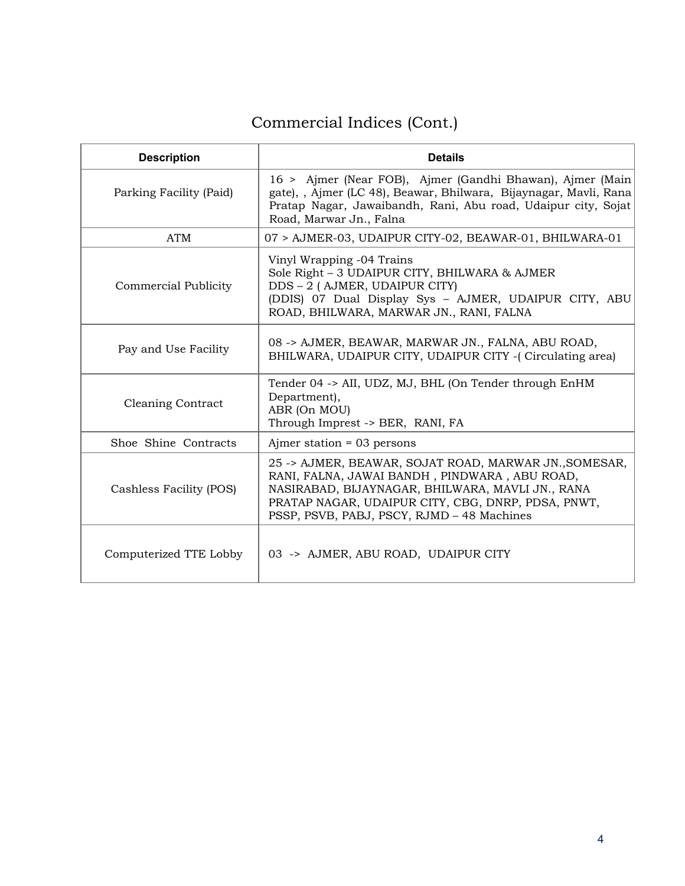# Commercial Indices (Cont.)

| Description | Details |
|---|---|
| Parking Facility (Paid) | 16 > Ajmer (Near FOB), Ajmer (Gandhi Bhawan), Ajmer (Main gate), , Ajmer (LC 48), Beawar, Bhilwara, Bijaynagar, Mavli, Rana Pratap Nagar, Jawaibandh, Rani, Abu road, Udaipur city, Sojat Road, Marwar Jn., Falna |
| ATM | 07 > AJMER-03, UDAIPUR CITY-02, BEAWAR-01, BHILWARA-01 |
| Commercial Publicity | Vinyl Wrapping -04 Trains<br>Sole Right – 3 UDAIPUR CITY, BHILWARA & AJMER<br>DDS – 2 ( AJMER, UDAIPUR CITY)<br>(DDIS) 07 Dual Display Sys – AJMER, UDAIPUR CITY, ABU ROAD, BHILWARA, MARWAR JN., RANI, FALNA |
| Pay and Use Facility | 08 -> AJMER, BEAWAR, MARWAR JN., FALNA, ABU ROAD, BHILWARA, UDAIPUR CITY, UDAIPUR CITY -( Circulating area) |
| Cleaning Contract | Tender 04 -> AII, UDZ, MJ, BHL (On Tender through EnHM Department),<br>ABR (On MOU)<br>Through Imprest -> BER, RANI, FA |
| Shoe Shine Contracts | Ajmer station = 03 persons |
| Cashless Facility (POS) | 25 -> AJMER, BEAWAR, SOJAT ROAD, MARWAR JN.,SOMESAR, RANI, FALNA, JAWAI BANDH , PINDWARA , ABU ROAD, NASIRABAD, BIJAYNAGAR, BHILWARA, MAVLI JN., RANA PRATAP NAGAR, UDAIPUR CITY, CBG, DNRP, PDSA, PNWT, PSSP, PSVB, PABJ, PSCY, RJMD – 48 Machines |
| Computerized TTE Lobby | 03 -> AJMER, ABU ROAD, UDAIPUR CITY |